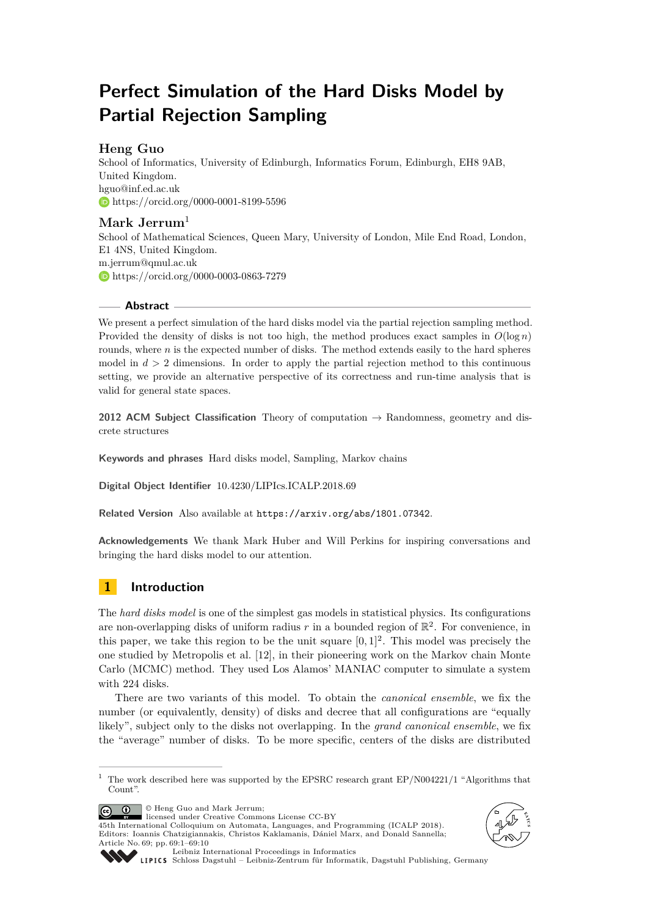# Perfect Simulation of the Hard Disks Model by Partial Rejection Sampling

## Heng Guo

School of Informatics, University of Edinburgh, Informatics Forum, Edinburgh, EH8 9AB, United Kingdom.
hguo@inf.ed.ac.uk
https://orcid.org/0000-0001-8199-5596

## Mark Jerrum[1]

School of Mathematical Sciences, Queen Mary, University of London, Mile End Road, London, E1 4NS, United Kingdom.
m.jerrum@qmul.ac.uk
https://orcid.org/0000-0003-0863-7279

### Abstract

We present a perfect simulation of the hard disks model via the partial rejection sampling method. Provided the density of disks is not too high, the method produces exact samples in $O(\log n)$ rounds, where $n$ is the expected number of disks. The method extends easily to the hard spheres model in $d > 2$ dimensions. In order to apply the partial rejection method to this continuous setting, we provide an alternative perspective of its correctness and run-time analysis that is valid for general state spaces.

**2012 ACM Subject Classification** Theory of computation → Randomness, geometry and discrete structures

**Keywords and phrases** Hard disks model, Sampling, Markov chains

**Digital Object Identifier** 10.4230/LIPIcs.ICALP.2018.69

**Related Version** Also available at `https://arxiv.org/abs/1801.07342`.

**Acknowledgements** We thank Mark Huber and Will Perkins for inspiring conversations and bringing the hard disks model to our attention.

## 1 Introduction

The *hard disks model* is one of the simplest gas models in statistical physics. Its configurations are non-overlapping disks of uniform radius $r$ in a bounded region of $\mathbb{R}^2$. For convenience, in this paper, we take this region to be the unit square $[0,1]^2$. This model was precisely the one studied by Metropolis et al. [12], in their pioneering work on the Markov chain Monte Carlo (MCMC) method. They used Los Alamos' MANIAC computer to simulate a system with 224 disks.

There are two variants of this model. To obtain the *canonical ensemble*, we fix the number (or equivalently, density) of disks and decree that all configurations are "equally likely", subject only to the disks not overlapping. In the *grand canonical ensemble*, we fix the "average" number of disks. To be more specific, centers of the disks are distributed

---

[1] The work described here was supported by the EPSRC research grant EP/N004221/1 "Algorithms that Count".

© Heng Guo and Mark Jerrum; licensed under Creative Commons License CC-BY
45th International Colloquium on Automata, Languages, and Programming (ICALP 2018).
Editors: Ioannis Chatzigiannakis, Christos Kaklamanis, Dániel Marx, and Donald Sannella;
Article No. 69; pp. 69:1–69:10
Leibniz International Proceedings in Informatics
Schloss Dagstuhl – Leibniz-Zentrum für Informatik, Dagstuhl Publishing, Germany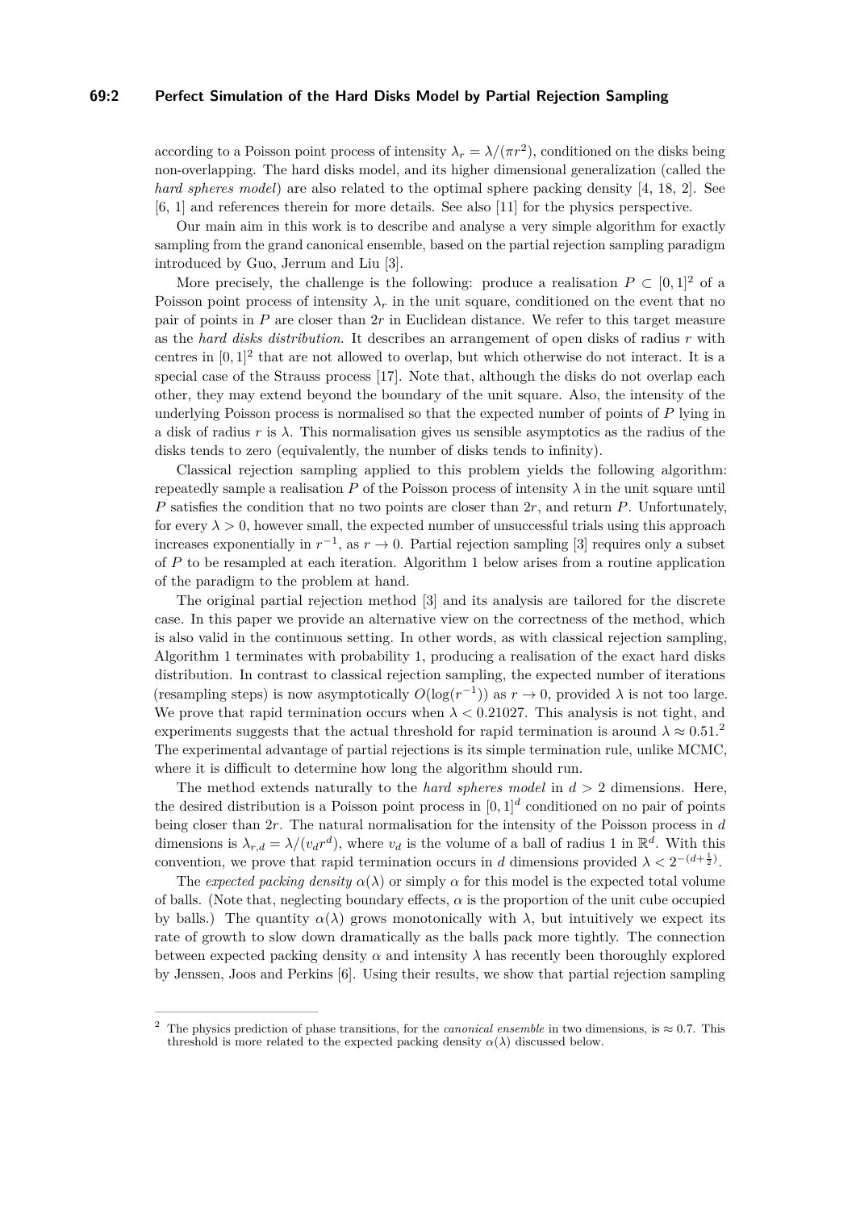according to a Poisson point process of intensity $\lambda_r = \lambda/(\pi r^2)$, conditioned on the disks being non-overlapping. The hard disks model, and its higher dimensional generalization (called the *hard spheres model*) are also related to the optimal sphere packing density [4, 18, 2]. See [6, 1] and references therein for more details. See also [11] for the physics perspective.

Our main aim in this work is to describe and analyse a very simple algorithm for exactly sampling from the grand canonical ensemble, based on the partial rejection sampling paradigm introduced by Guo, Jerrum and Liu [3].

More precisely, the challenge is the following: produce a realisation $P \subset [0,1]^2$ of a Poisson point process of intensity $\lambda_r$ in the unit square, conditioned on the event that no pair of points in $P$ are closer than $2r$ in Euclidean distance. We refer to this target measure as the *hard disks distribution*. It describes an arrangement of open disks of radius $r$ with centres in $[0,1]^2$ that are not allowed to overlap, but which otherwise do not interact. It is a special case of the Strauss process [17]. Note that, although the disks do not overlap each other, they may extend beyond the boundary of the unit square. Also, the intensity of the underlying Poisson process is normalised so that the expected number of points of $P$ lying in a disk of radius $r$ is $\lambda$. This normalisation gives us sensible asymptotics as the radius of the disks tends to zero (equivalently, the number of disks tends to infinity).

Classical rejection sampling applied to this problem yields the following algorithm: repeatedly sample a realisation $P$ of the Poisson process of intensity $\lambda$ in the unit square until $P$ satisfies the condition that no two points are closer than $2r$, and return $P$. Unfortunately, for every $\lambda > 0$, however small, the expected number of unsuccessful trials using this approach increases exponentially in $r^{-1}$, as $r \to 0$. Partial rejection sampling [3] requires only a subset of $P$ to be resampled at each iteration. Algorithm 1 below arises from a routine application of the paradigm to the problem at hand.

The original partial rejection method [3] and its analysis are tailored for the discrete case. In this paper we provide an alternative view on the correctness of the method, which is also valid in the continuous setting. In other words, as with classical rejection sampling, Algorithm 1 terminates with probability 1, producing a realisation of the exact hard disks distribution. In contrast to classical rejection sampling, the expected number of iterations (resampling steps) is now asymptotically $O(\log(r^{-1}))$ as $r \to 0$, provided $\lambda$ is not too large. We prove that rapid termination occurs when $\lambda < 0.21027$. This analysis is not tight, and experiments suggests that the actual threshold for rapid termination is around $\lambda \approx 0.51$.[2] The experimental advantage of partial rejections is its simple termination rule, unlike MCMC, where it is difficult to determine how long the algorithm should run.

The method extends naturally to the *hard spheres model* in $d > 2$ dimensions. Here, the desired distribution is a Poisson point process in $[0,1]^d$ conditioned on no pair of points being closer than $2r$. The natural normalisation for the intensity of the Poisson process in $d$ dimensions is $\lambda_{r,d} = \lambda/(v_d r^d)$, where $v_d$ is the volume of a ball of radius 1 in $\mathbb{R}^d$. With this convention, we prove that rapid termination occurs in $d$ dimensions provided $\lambda < 2^{-(d+\frac{1}{2})}$.

The *expected packing density* $\alpha(\lambda)$ or simply $\alpha$ for this model is the expected total volume of balls. (Note that, neglecting boundary effects, $\alpha$ is the proportion of the unit cube occupied by balls.) The quantity $\alpha(\lambda)$ grows monotonically with $\lambda$, but intuitively we expect its rate of growth to slow down dramatically as the balls pack more tightly. The connection between expected packing density $\alpha$ and intensity $\lambda$ has recently been thoroughly explored by Jenssen, Joos and Perkins [6]. Using their results, we show that partial rejection sampling

---

[2] The physics prediction of phase transitions, for the *canonical ensemble* in two dimensions, is $\approx 0.7$. This threshold is more related to the expected packing density $\alpha(\lambda)$ discussed below.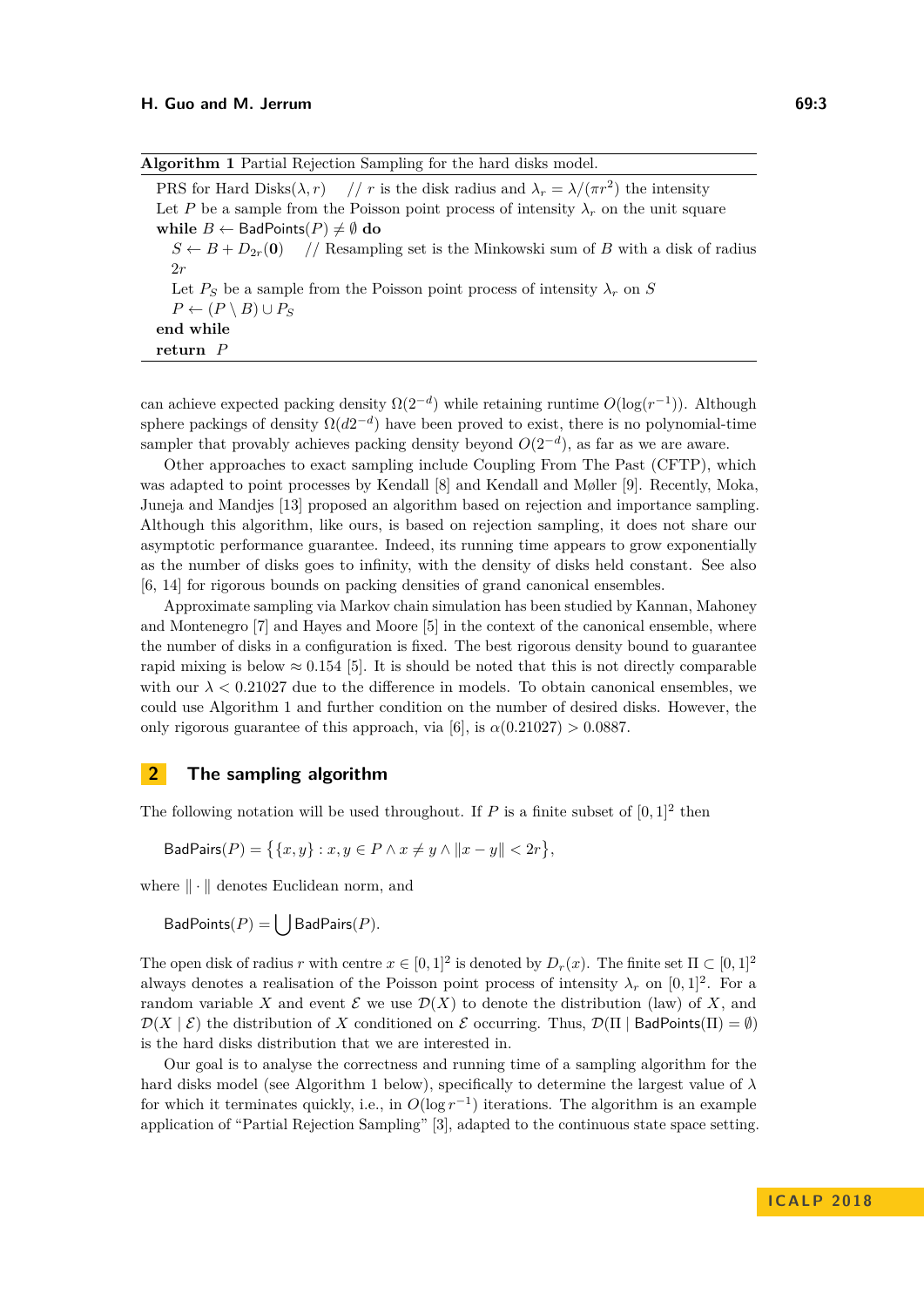**Algorithm 1** Partial Rejection Sampling for the hard disks model.

```
PRS for Hard Disks(λ, r)    // r is the disk radius and λ_r = λ/(πr^2) the intensity
Let P be a sample from the Poisson point process of intensity λ_r on the unit square
while B ← BadPoints(P) ≠ ∅ do
    S ← B + D_{2r}(0)    // Resampling set is the Minkowski sum of B with a disk of radius 2r
    Let P_S be a sample from the Poisson point process of intensity λ_r on S
    P ← (P \ B) ∪ P_S
end while
return P
```

can achieve expected packing density $\Omega(2^{-d})$ while retaining runtime $O(\log(r^{-1}))$. Although sphere packings of density $\Omega(d2^{-d})$ have been proved to exist, there is no polynomial-time sampler that provably achieves packing density beyond $O(2^{-d})$, as far as we are aware.

Other approaches to exact sampling include Coupling From The Past (CFTP), which was adapted to point processes by Kendall [8] and Kendall and Møller [9]. Recently, Moka, Juneja and Mandjes [13] proposed an algorithm based on rejection and importance sampling. Although this algorithm, like ours, is based on rejection sampling, it does not share our asymptotic performance guarantee. Indeed, its running time appears to grow exponentially as the number of disks goes to infinity, with the density of disks held constant. See also [6, 14] for rigorous bounds on packing densities of grand canonical ensembles.

Approximate sampling via Markov chain simulation has been studied by Kannan, Mahoney and Montenegro [7] and Hayes and Moore [5] in the context of the canonical ensemble, where the number of disks in a configuration is fixed. The best rigorous density bound to guarantee rapid mixing is below $\approx 0.154$ [5]. It is should be noted that this is not directly comparable with our $\lambda < 0.21027$ due to the difference in models. To obtain canonical ensembles, we could use Algorithm 1 and further condition on the number of desired disks. However, the only rigorous guarantee of this approach, via [6], is $\alpha(0.21027) > 0.0887$.

## 2 The sampling algorithm

The following notation will be used throughout. If $P$ is a finite subset of $[0,1]^2$ then

$$\mathsf{BadPairs}(P) = \big\{\{x,y\} : x,y \in P \wedge x \neq y \wedge \|x-y\| < 2r\big\},$$

where $\|\cdot\|$ denotes Euclidean norm, and

$$\mathsf{BadPoints}(P) = \bigcup \mathsf{BadPairs}(P).$$

The open disk of radius $r$ with centre $x \in [0,1]^2$ is denoted by $D_r(x)$. The finite set $\Pi \subset [0,1]^2$ always denotes a realisation of the Poisson point process of intensity $\lambda_r$ on $[0,1]^2$. For a random variable $X$ and event $\mathcal{E}$ we use $\mathcal{D}(X)$ to denote the distribution (law) of $X$, and $\mathcal{D}(X \mid \mathcal{E})$ the distribution of $X$ conditioned on $\mathcal{E}$ occurring. Thus, $\mathcal{D}(\Pi \mid \mathsf{BadPoints}(\Pi) = \emptyset)$ is the hard disks distribution that we are interested in.

Our goal is to analyse the correctness and running time of a sampling algorithm for the hard disks model (see Algorithm 1 below), specifically to determine the largest value of $\lambda$ for which it terminates quickly, i.e., in $O(\log r^{-1})$ iterations. The algorithm is an example application of "Partial Rejection Sampling" [3], adapted to the continuous state space setting.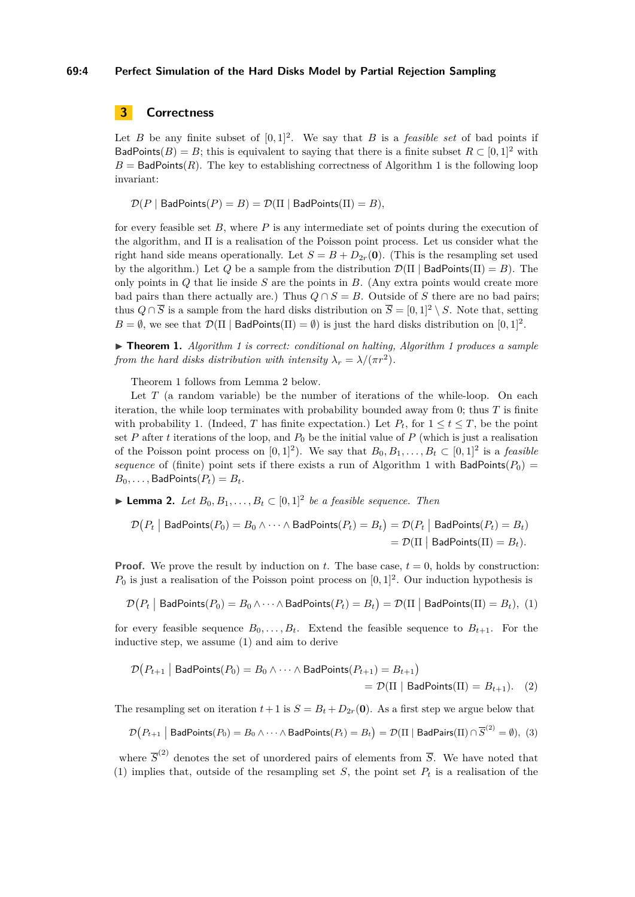## 3 Correctness

Let $B$ be any finite subset of $[0,1]^2$. We say that $B$ is a *feasible set* of bad points if $\mathsf{BadPoints}(B) = B$; this is equivalent to saying that there is a finite subset $R \subset [0,1]^2$ with $B = \mathsf{BadPoints}(R)$. The key to establishing correctness of Algorithm 1 is the following loop invariant:

$$\mathcal{D}(P \mid \mathsf{BadPoints}(P) = B) = \mathcal{D}(\Pi \mid \mathsf{BadPoints}(\Pi) = B),$$

for every feasible set $B$, where $P$ is any intermediate set of points during the execution of the algorithm, and $\Pi$ is a realisation of the Poisson point process. Let us consider what the right hand side means operationally. Let $S = B + D_{2r}(\mathbf{0})$. (This is the resampling set used by the algorithm.) Let $Q$ be a sample from the distribution $\mathcal{D}(\Pi \mid \mathsf{BadPoints}(\Pi) = B)$. The only points in $Q$ that lie inside $S$ are the points in $B$. (Any extra points would create more bad pairs than there actually are.) Thus $Q \cap S = B$. Outside of $S$ there are no bad pairs; thus $Q \cap \overline{S}$ is a sample from the hard disks distribution on $\overline{S} = [0,1]^2 \setminus S$. Note that, setting $B = \emptyset$, we see that $\mathcal{D}(\Pi \mid \mathsf{BadPoints}(\Pi) = \emptyset)$ is just the hard disks distribution on $[0,1]^2$.

▶ **Theorem 1.** *Algorithm 1 is correct: conditional on halting, Algorithm 1 produces a sample from the hard disks distribution with intensity $\lambda_r = \lambda/(\pi r^2)$.*

Theorem 1 follows from Lemma 2 below.

Let $T$ (a random variable) be the number of iterations of the while-loop. On each iteration, the while loop terminates with probability bounded away from 0; thus $T$ is finite with probability 1. (Indeed, $T$ has finite expectation.) Let $P_t$, for $1 \le t \le T$, be the point set $P$ after $t$ iterations of the loop, and $P_0$ be the initial value of $P$ (which is just a realisation of the Poisson point process on $[0,1]^2$). We say that $B_0, B_1, \ldots, B_t \subset [0,1]^2$ is a *feasible sequence* of (finite) point sets if there exists a run of Algorithm 1 with $\mathsf{BadPoints}(P_0) = B_0, \ldots, \mathsf{BadPoints}(P_t) = B_t$.

▶ **Lemma 2.** *Let $B_0, B_1, \ldots, B_t \subset [0,1]^2$ be a feasible sequence. Then*

$$\begin{aligned}\mathcal{D}\big(P_t \bigm| \mathsf{BadPoints}(P_0) = B_0 \wedge \cdots \wedge \mathsf{BadPoints}(P_t) = B_t\big) &= \mathcal{D}\big(P_t \bigm| \mathsf{BadPoints}(P_t) = B_t\big) \\ &= \mathcal{D}\big(\Pi \bigm| \mathsf{BadPoints}(\Pi) = B_t\big).\end{aligned}$$

**Proof.** We prove the result by induction on $t$. The base case, $t = 0$, holds by construction: $P_0$ is just a realisation of the Poisson point process on $[0,1]^2$. Our induction hypothesis is

$$\mathcal{D}\big(P_t \bigm| \mathsf{BadPoints}(P_0) = B_0 \wedge \cdots \wedge \mathsf{BadPoints}(P_t) = B_t\big) = \mathcal{D}\big(\Pi \bigm| \mathsf{BadPoints}(\Pi) = B_t\big), \quad (1)$$

for every feasible sequence $B_0, \ldots, B_t$. Extend the feasible sequence to $B_{t+1}$. For the inductive step, we assume (1) and aim to derive

$$\begin{aligned}\mathcal{D}\big(P_{t+1} \bigm| \mathsf{BadPoints}(P_0) = B_0 \wedge \cdots \wedge \mathsf{BadPoints}(P_{t+1}) = B_{t+1}\big)& \\ = \mathcal{D}(\Pi \mid \mathsf{BadPoints}(\Pi) = B_{t+1}).& \quad (2)\end{aligned}$$

The resampling set on iteration $t+1$ is $S = B_t + D_{2r}(\mathbf{0})$. As a first step we argue below that

$$\mathcal{D}\big(P_{t+1} \bigm| \mathsf{BadPoints}(P_0) = B_0 \wedge \cdots \wedge \mathsf{BadPoints}(P_t) = B_t\big) = \mathcal{D}(\Pi \mid \mathsf{BadPairs}(\Pi) \cap \overline{S}^{(2)} = \emptyset), \ (3)$$

where $\overline{S}^{(2)}$ denotes the set of unordered pairs of elements from $\overline{S}$. We have noted that (1) implies that, outside of the resampling set $S$, the point set $P_t$ is a realisation of the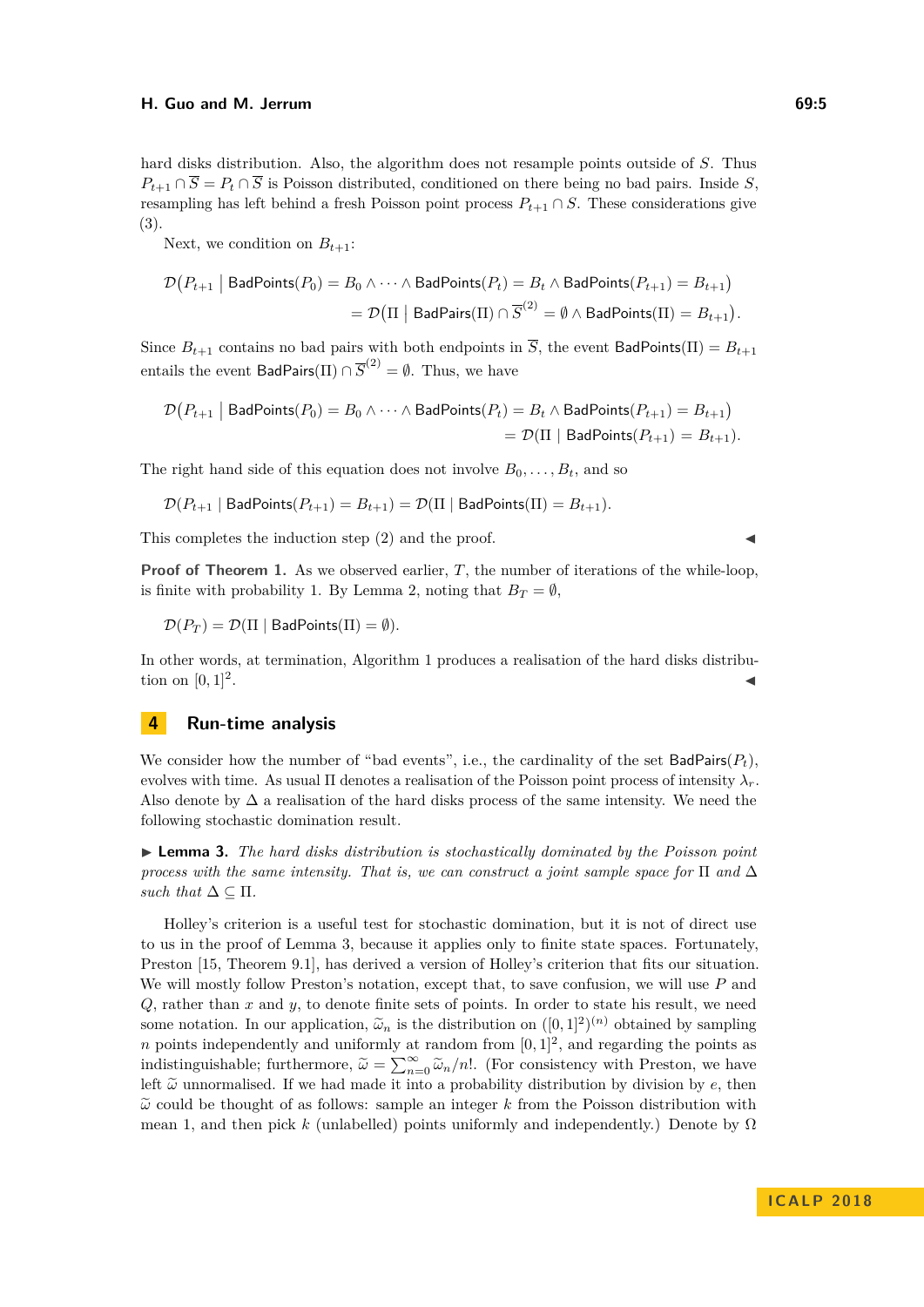hard disks distribution. Also, the algorithm does not resample points outside of $S$. Thus $P_{t+1} \cap \overline{S} = P_t \cap \overline{S}$ is Poisson distributed, conditioned on there being no bad pairs. Inside $S$, resampling has left behind a fresh Poisson point process $P_{t+1} \cap S$. These considerations give (3).

Next, we condition on $B_{t+1}$:

$$\mathcal{D}\big(P_{t+1} \bigm| \mathsf{BadPoints}(P_0) = B_0 \wedge \cdots \wedge \mathsf{BadPoints}(P_t) = B_t \wedge \mathsf{BadPoints}(P_{t+1}) = B_{t+1}\big)$$
$$= \mathcal{D}\big(\Pi \bigm| \mathsf{BadPairs}(\Pi) \cap \overline{S}^{(2)} = \emptyset \wedge \mathsf{BadPoints}(\Pi) = B_{t+1}\big).$$

Since $B_{t+1}$ contains no bad pairs with both endpoints in $\overline{S}$, the event $\mathsf{BadPoints}(\Pi) = B_{t+1}$ entails the event $\mathsf{BadPairs}(\Pi) \cap \overline{S}^{(2)} = \emptyset$. Thus, we have

$$\mathcal{D}\big(P_{t+1} \bigm| \mathsf{BadPoints}(P_0) = B_0 \wedge \cdots \wedge \mathsf{BadPoints}(P_t) = B_t \wedge \mathsf{BadPoints}(P_{t+1}) = B_{t+1}\big)$$
$$= \mathcal{D}(\Pi \mid \mathsf{BadPoints}(P_{t+1}) = B_{t+1}).$$

The right hand side of this equation does not involve $B_0, \ldots, B_t$, and so

$$\mathcal{D}(P_{t+1} \mid \mathsf{BadPoints}(P_{t+1}) = B_{t+1}) = \mathcal{D}(\Pi \mid \mathsf{BadPoints}(\Pi) = B_{t+1}).$$

This completes the induction step (2) and the proof. ◀

**Proof of Theorem 1.** As we observed earlier, $T$, the number of iterations of the while-loop, is finite with probability 1. By Lemma 2, noting that $B_T = \emptyset$,

$$\mathcal{D}(P_T) = \mathcal{D}(\Pi \mid \mathsf{BadPoints}(\Pi) = \emptyset).$$

In other words, at termination, Algorithm 1 produces a realisation of the hard disks distribution on $[0,1]^2$. ◀

## 4 Run-time analysis

We consider how the number of "bad events", i.e., the cardinality of the set $\mathsf{BadPairs}(P_t)$, evolves with time. As usual $\Pi$ denotes a realisation of the Poisson point process of intensity $\lambda_r$. Also denote by $\Delta$ a realisation of the hard disks process of the same intensity. We need the following stochastic domination result.

▶ **Lemma 3.** *The hard disks distribution is stochastically dominated by the Poisson point process with the same intensity. That is, we can construct a joint sample space for $\Pi$ and $\Delta$ such that $\Delta \subseteq \Pi$.*

Holley's criterion is a useful test for stochastic domination, but it is not of direct use to us in the proof of Lemma 3, because it applies only to finite state spaces. Fortunately, Preston [15, Theorem 9.1], has derived a version of Holley's criterion that fits our situation. We will mostly follow Preston's notation, except that, to save confusion, we will use $P$ and $Q$, rather than $x$ and $y$, to denote finite sets of points. In order to state his result, we need some notation. In our application, $\widetilde{\omega}_n$ is the distribution on $([0,1]^2)^{(n)}$ obtained by sampling $n$ points independently and uniformly at random from $[0,1]^2$, and regarding the points as indistinguishable; furthermore, $\widetilde{\omega} = \sum_{n=0}^{\infty} \widetilde{\omega}_n / n!$. (For consistency with Preston, we have left $\widetilde{\omega}$ unnormalised. If we had made it into a probability distribution by division by $e$, then $\widetilde{\omega}$ could be thought of as follows: sample an integer $k$ from the Poisson distribution with mean 1, and then pick $k$ (unlabelled) points uniformly and independently.) Denote by $\Omega$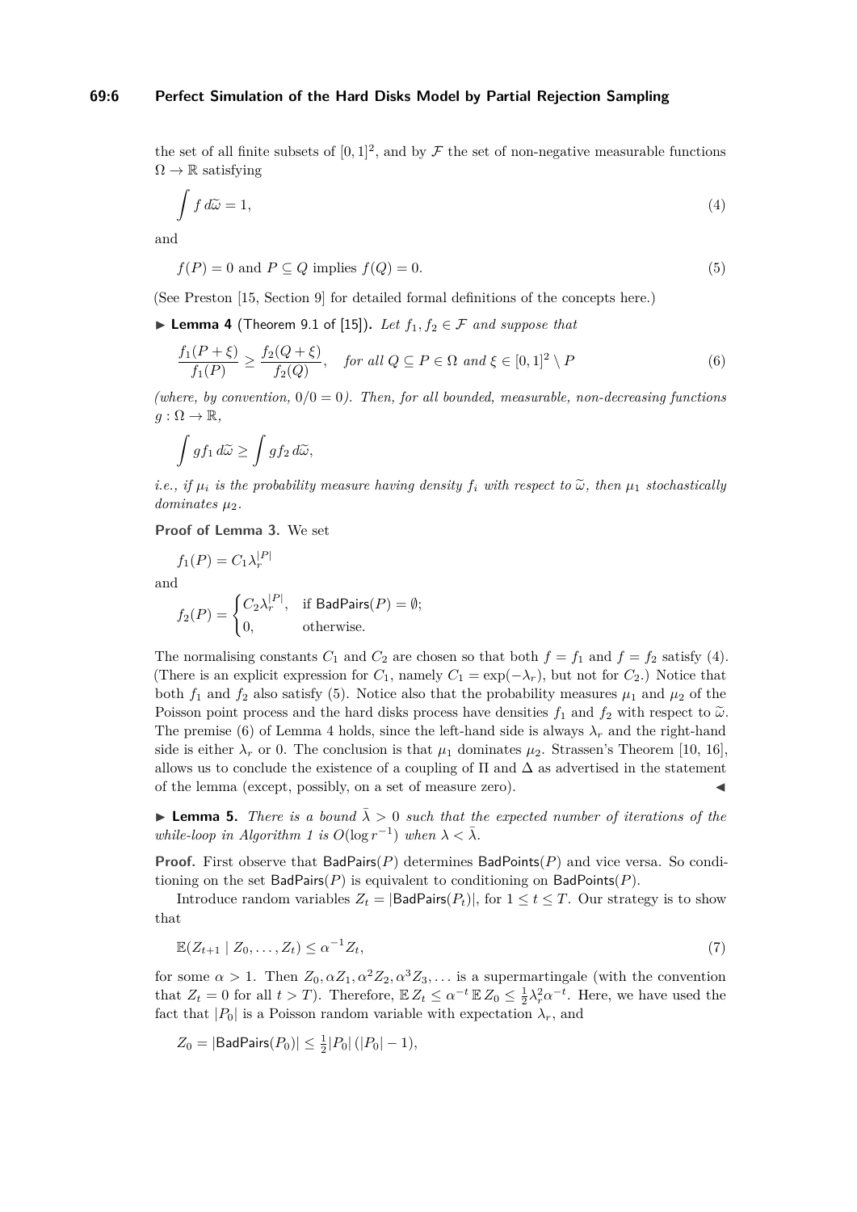the set of all finite subsets of $[0,1]^2$, and by $\mathcal{F}$ the set of non-negative measurable functions $\Omega \to \mathbb{R}$ satisfying

$$\int f\, d\widetilde{\omega} = 1, \tag{4}$$

and

$$f(P) = 0 \text{ and } P \subseteq Q \text{ implies } f(Q) = 0. \tag{5}$$

(See Preston [15, Section 9] for detailed formal definitions of the concepts here.)

▶ **Lemma 4** (Theorem 9.1 of [15]). *Let $f_1, f_2 \in \mathcal{F}$ and suppose that*

$$\frac{f_1(P+\xi)}{f_1(P)} \geq \frac{f_2(Q+\xi)}{f_2(Q)}, \quad \textit{for all } Q \subseteq P \in \Omega \textit{ and } \xi \in [0,1]^2 \setminus P \tag{6}$$

*(where, by convention, $0/0 = 0$). Then, for all bounded, measurable, non-decreasing functions $g : \Omega \to \mathbb{R}$,*

$$\int g f_1\, d\widetilde{\omega} \geq \int g f_2\, d\widetilde{\omega},$$

*i.e., if $\mu_i$ is the probability measure having density $f_i$ with respect to $\widetilde{\omega}$, then $\mu_1$ stochastically dominates $\mu_2$.*

**Proof of Lemma 3.** We set

$$f_1(P) = C_1 \lambda_r^{|P|}$$

and

$$f_2(P) = \begin{cases} C_2 \lambda_r^{|P|}, & \text{if } \mathsf{BadPairs}(P) = \emptyset; \\ 0, & \text{otherwise.} \end{cases}$$

The normalising constants $C_1$ and $C_2$ are chosen so that both $f = f_1$ and $f = f_2$ satisfy (4). (There is an explicit expression for $C_1$, namely $C_1 = \exp(-\lambda_r)$, but not for $C_2$.) Notice that both $f_1$ and $f_2$ also satisfy (5). Notice also that the probability measures $\mu_1$ and $\mu_2$ of the Poisson point process and the hard disks process have densities $f_1$ and $f_2$ with respect to $\widetilde{\omega}$. The premise (6) of Lemma 4 holds, since the left-hand side is always $\lambda_r$ and the right-hand side is either $\lambda_r$ or 0. The conclusion is that $\mu_1$ dominates $\mu_2$. Strassen's Theorem [10, 16], allows us to conclude the existence of a coupling of $\Pi$ and $\Delta$ as advertised in the statement of the lemma (except, possibly, on a set of measure zero). ◀

▶ **Lemma 5.** *There is a bound $\bar{\lambda} > 0$ such that the expected number of iterations of the while-loop in Algorithm 1 is $O(\log r^{-1})$ when $\lambda < \bar{\lambda}$.*

**Proof.** First observe that $\mathsf{BadPairs}(P)$ determines $\mathsf{BadPoints}(P)$ and vice versa. So conditioning on the set $\mathsf{BadPairs}(P)$ is equivalent to conditioning on $\mathsf{BadPoints}(P)$.

Introduce random variables $Z_t = |\mathsf{BadPairs}(P_t)|$, for $1 \leq t \leq T$. Our strategy is to show that

$$\mathbb{E}(Z_{t+1} \mid Z_0, \dots, Z_t) \leq \alpha^{-1} Z_t, \tag{7}$$

for some $\alpha > 1$. Then $Z_0, \alpha Z_1, \alpha^2 Z_2, \alpha^3 Z_3, \dots$ is a supermartingale (with the convention that $Z_t = 0$ for all $t > T$). Therefore, $\mathbb{E}\, Z_t \leq \alpha^{-t}\, \mathbb{E}\, Z_0 \leq \frac{1}{2}\lambda_r^2 \alpha^{-t}$. Here, we have used the fact that $|P_0|$ is a Poisson random variable with expectation $\lambda_r$, and

$$Z_0 = |\mathsf{BadPairs}(P_0)| \leq \tfrac{1}{2}|P_0|\,(|P_0| - 1),$$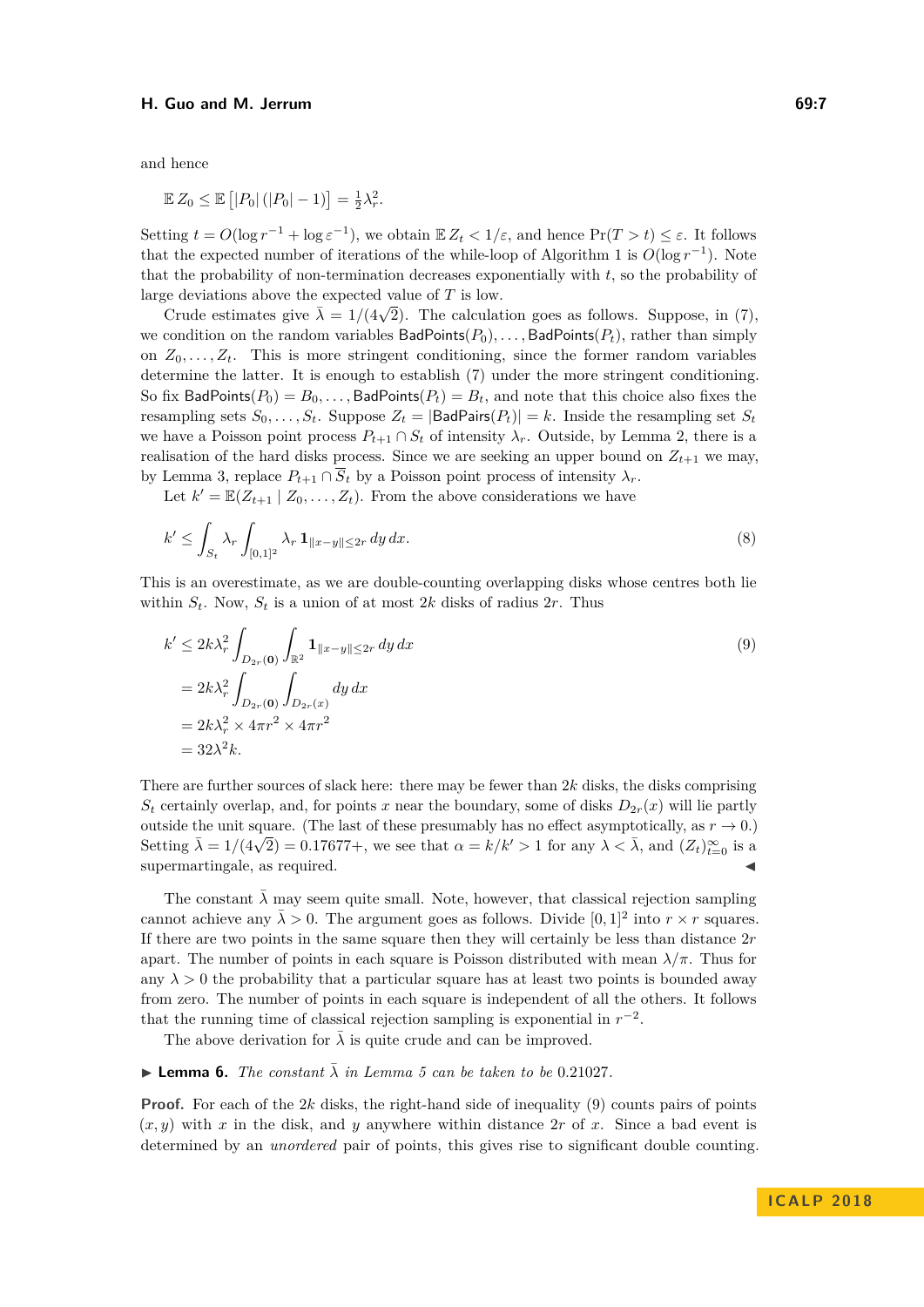and hence

$$\mathbb{E}\, Z_0 \le \mathbb{E}\left[|P_0|\,(|P_0|-1)\right] = \tfrac{1}{2}\lambda_r^2.$$

Setting $t = O(\log r^{-1} + \log \varepsilon^{-1})$, we obtain $\mathbb{E}\, Z_t < 1/\varepsilon$, and hence $\Pr(T > t) \le \varepsilon$. It follows that the expected number of iterations of the while-loop of Algorithm 1 is $O(\log r^{-1})$. Note that the probability of non-termination decreases exponentially with $t$, so the probability of large deviations above the expected value of $T$ is low.

Crude estimates give $\bar{\lambda} = 1/(4\sqrt{2})$. The calculation goes as follows. Suppose, in (7), we condition on the random variables $\mathsf{BadPoints}(P_0), \dots, \mathsf{BadPoints}(P_t)$, rather than simply on $Z_0, \dots, Z_t$. This is more stringent conditioning, since the former random variables determine the latter. It is enough to establish (7) under the more stringent conditioning. So fix $\mathsf{BadPoints}(P_0) = B_0, \dots, \mathsf{BadPoints}(P_t) = B_t$, and note that this choice also fixes the resampling sets $S_0, \dots, S_t$. Suppose $Z_t = |\mathsf{BadPairs}(P_t)| = k$. Inside the resampling set $S_t$ we have a Poisson point process $P_{t+1} \cap S_t$ of intensity $\lambda_r$. Outside, by Lemma 2, there is a realisation of the hard disks process. Since we are seeking an upper bound on $Z_{t+1}$ we may, by Lemma 3, replace $P_{t+1} \cap \overline{S}_t$ by a Poisson point process of intensity $\lambda_r$.

Let $k' = \mathbb{E}(Z_{t+1} \mid Z_0, \dots, Z_t)$. From the above considerations we have

$$k' \le \int_{S_t} \lambda_r \int_{[0,1]^2} \lambda_r \, \mathbf{1}_{\|x-y\| \le 2r}\, dy\, dx. \tag{8}$$

This is an overestimate, as we are double-counting overlapping disks whose centres both lie within $S_t$. Now, $S_t$ is a union of at most $2k$ disks of radius $2r$. Thus

$$\begin{aligned}
k' &\le 2k\lambda_r^2 \int_{D_{2r}(\mathbf{0})} \int_{\mathbb{R}^2} \mathbf{1}_{\|x-y\| \le 2r}\, dy\, dx \\
&= 2k\lambda_r^2 \int_{D_{2r}(\mathbf{0})} \int_{D_{2r}(x)} dy\, dx \\
&= 2k\lambda_r^2 \times 4\pi r^2 \times 4\pi r^2 \\
&= 32\lambda^2 k.
\end{aligned} \tag{9}$$

There are further sources of slack here: there may be fewer than $2k$ disks, the disks comprising $S_t$ certainly overlap, and, for points $x$ near the boundary, some of disks $D_{2r}(x)$ will lie partly outside the unit square. (The last of these presumably has no effect asymptotically, as $r \to 0$.) Setting $\bar{\lambda} = 1/(4\sqrt{2}) = 0.17677+$, we see that $\alpha = k/k' > 1$ for any $\lambda < \bar{\lambda}$, and $(Z_t)_{t=0}^{\infty}$ is a supermartingale, as required. ◀

The constant $\bar{\lambda}$ may seem quite small. Note, however, that classical rejection sampling cannot achieve any $\bar{\lambda} > 0$. The argument goes as follows. Divide $[0,1]^2$ into $r \times r$ squares. If there are two points in the same square then they will certainly be less than distance $2r$ apart. The number of points in each square is Poisson distributed with mean $\lambda/\pi$. Thus for any $\lambda > 0$ the probability that a particular square has at least two points is bounded away from zero. The number of points in each square is independent of all the others. It follows that the running time of classical rejection sampling is exponential in $r^{-2}$.

The above derivation for $\bar{\lambda}$ is quite crude and can be improved.

▶ **Lemma 6.** *The constant $\bar{\lambda}$ in Lemma 5 can be taken to be* $0.21027$.

**Proof.** For each of the $2k$ disks, the right-hand side of inequality (9) counts pairs of points $(x, y)$ with $x$ in the disk, and $y$ anywhere within distance $2r$ of $x$. Since a bad event is determined by an *unordered* pair of points, this gives rise to significant double counting.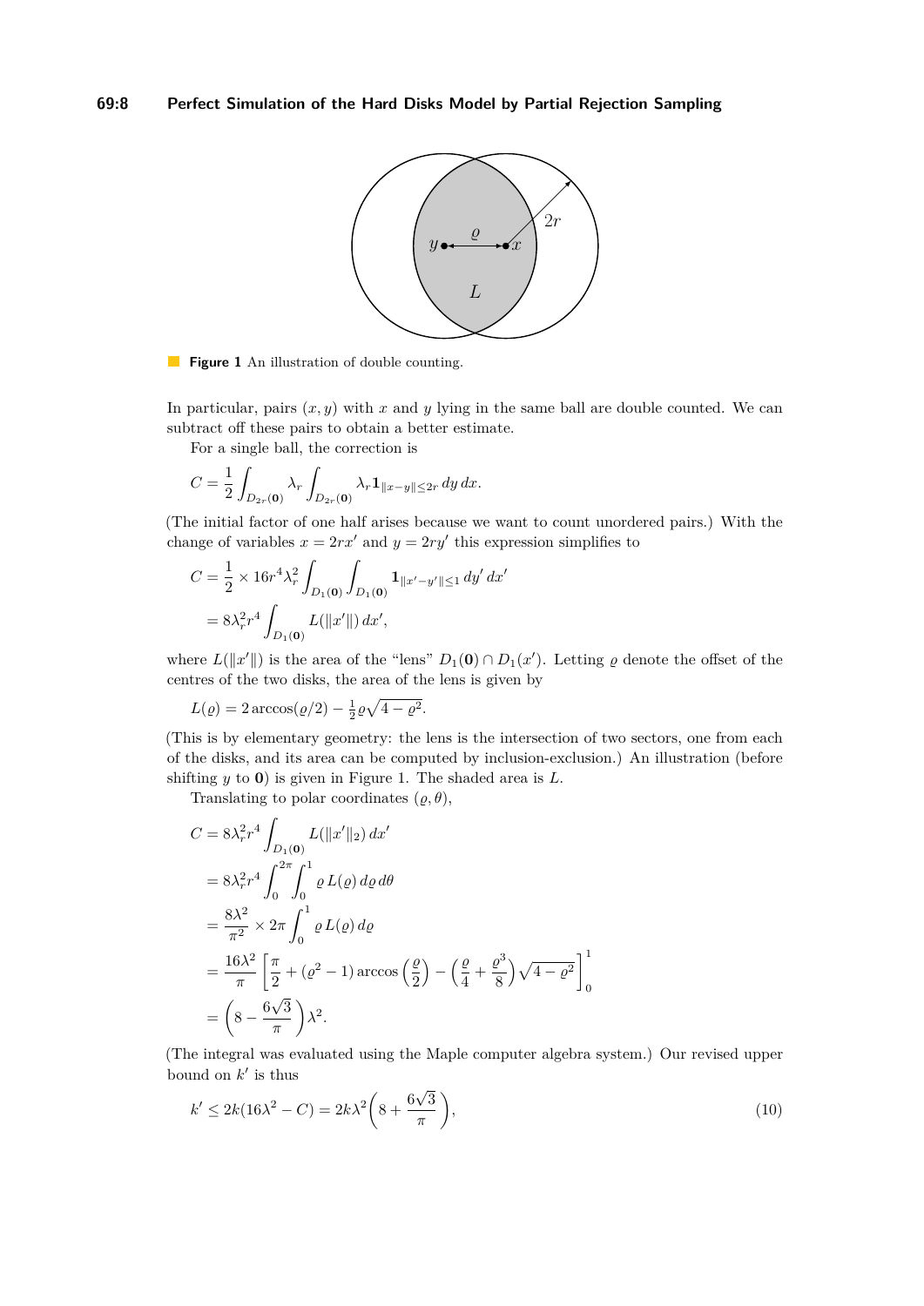**Figure 1** An illustration of double counting.

In particular, pairs $(x, y)$ with $x$ and $y$ lying in the same ball are double counted. We can subtract off these pairs to obtain a better estimate.

For a single ball, the correction is

$$C = \frac{1}{2} \int_{D_{2r}(\mathbf{0})} \lambda_r \int_{D_{2r}(\mathbf{0})} \lambda_r \mathbf{1}_{\|x-y\| \leq 2r} \, dy \, dx.$$

(The initial factor of one half arises because we want to count unordered pairs.) With the change of variables $x = 2rx'$ and $y = 2ry'$ this expression simplifies to

$$\begin{aligned}
C &= \frac{1}{2} \times 16r^4 \lambda_r^2 \int_{D_1(\mathbf{0})} \int_{D_1(\mathbf{0})} \mathbf{1}_{\|x'-y'\| \leq 1} \, dy' \, dx' \\
&= 8\lambda_r^2 r^4 \int_{D_1(\mathbf{0})} L(\|x'\|) \, dx',
\end{aligned}$$

where $L(\|x'\|)$ is the area of the "lens" $D_1(\mathbf{0}) \cap D_1(x')$. Letting $\varrho$ denote the offset of the centres of the two disks, the area of the lens is given by

$$L(\varrho) = 2 \arccos(\varrho/2) - \tfrac{1}{2} \varrho \sqrt{4 - \varrho^2}.$$

(This is by elementary geometry: the lens is the intersection of two sectors, one from each of the disks, and its area can be computed by inclusion-exclusion.) An illustration (before shifting $y$ to $\mathbf{0}$) is given in Figure 1. The shaded area is $L$.

Translating to polar coordinates $(\varrho, \theta)$,

$$\begin{aligned}
C &= 8\lambda_r^2 r^4 \int_{D_1(\mathbf{0})} L(\|x'\|_2) \, dx' \\
&= 8\lambda_r^2 r^4 \int_0^{2\pi} \int_0^1 \varrho \, L(\varrho) \, d\varrho \, d\theta \\
&= \frac{8\lambda^2}{\pi^2} \times 2\pi \int_0^1 \varrho \, L(\varrho) \, d\varrho \\
&= \frac{16\lambda^2}{\pi} \left[ \frac{\pi}{2} + (\varrho^2 - 1) \arccos\left(\frac{\varrho}{2}\right) - \left(\frac{\varrho}{4} + \frac{\varrho^3}{8}\right) \sqrt{4 - \varrho^2} \right]_0^1 \\
&= \left(8 - \frac{6\sqrt{3}}{\pi}\right) \lambda^2.
\end{aligned}$$

(The integral was evaluated using the Maple computer algebra system.) Our revised upper bound on $k'$ is thus

$$k' \leq 2k(16\lambda^2 - C) = 2k\lambda^2 \left(8 + \frac{6\sqrt{3}}{\pi}\right), \tag{10}$$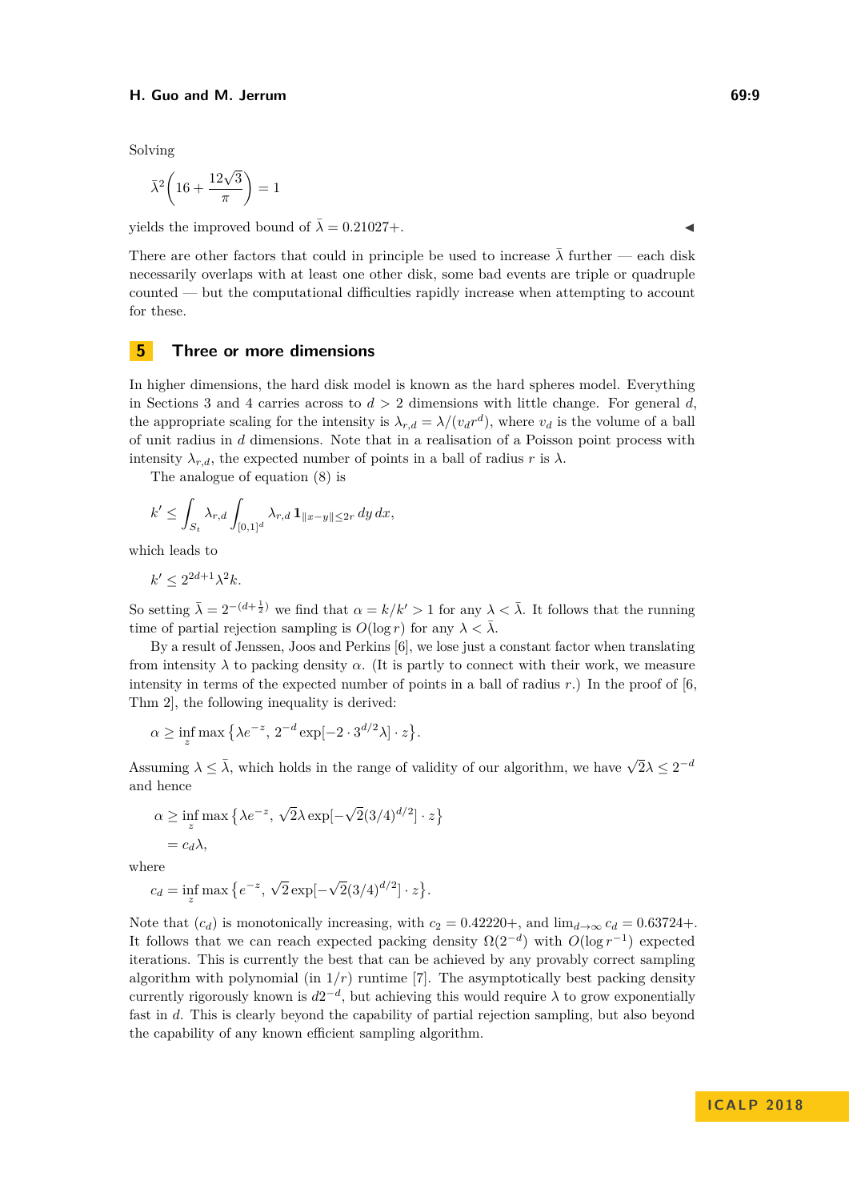Solving

$$\bar{\lambda}^2\left(16+\frac{12\sqrt{3}}{\pi}\right)=1$$

yields the improved bound of $\bar{\lambda}=0.21027+$. ◀

There are other factors that could in principle be used to increase $\bar{\lambda}$ further — each disk necessarily overlaps with at least one other disk, some bad events are triple or quadruple counted — but the computational difficulties rapidly increase when attempting to account for these.

## 5 Three or more dimensions

In higher dimensions, the hard disk model is known as the hard spheres model. Everything in Sections 3 and 4 carries across to $d>2$ dimensions with little change. For general $d$, the appropriate scaling for the intensity is $\lambda_{r,d}=\lambda/(v_d r^d)$, where $v_d$ is the volume of a ball of unit radius in $d$ dimensions. Note that in a realisation of a Poisson point process with intensity $\lambda_{r,d}$, the expected number of points in a ball of radius $r$ is $\lambda$.

The analogue of equation (8) is

$$k'\le\int_{S_t}\lambda_{r,d}\int_{[0,1]^d}\lambda_{r,d}\,\mathbf{1}_{\|x-y\|\le 2r}\,dy\,dx,$$

which leads to

$$k'\le 2^{2d+1}\lambda^2 k.$$

So setting $\bar{\lambda}=2^{-(d+\frac{1}{2})}$ we find that $\alpha=k/k'>1$ for any $\lambda<\bar{\lambda}$. It follows that the running time of partial rejection sampling is $O(\log r)$ for any $\lambda<\bar{\lambda}$.

By a result of Jenssen, Joos and Perkins [6], we lose just a constant factor when translating from intensity $\lambda$ to packing density $\alpha$. (It is partly to connect with their work, we measure intensity in terms of the expected number of points in a ball of radius $r$.) In the proof of [6, Thm 2], the following inequality is derived:

$$\alpha\ge\inf_z\max\left\{\lambda e^{-z},\ 2^{-d}\exp[-2\cdot 3^{d/2}\lambda]\cdot z\right\}.$$

Assuming $\lambda\le\bar{\lambda}$, which holds in the range of validity of our algorithm, we have $\sqrt{2}\lambda\le 2^{-d}$ and hence

$$\begin{aligned}\alpha&\ge\inf_z\max\left\{\lambda e^{-z},\ \sqrt{2}\lambda\exp[-\sqrt{2}(3/4)^{d/2}]\cdot z\right\}\\&=c_d\lambda,\end{aligned}$$

where

$$c_d=\inf_z\max\left\{e^{-z},\ \sqrt{2}\exp[-\sqrt{2}(3/4)^{d/2}]\cdot z\right\}.$$

Note that $(c_d)$ is monotonically increasing, with $c_2=0.42220+$, and $\lim_{d\to\infty}c_d=0.63724+$. It follows that we can reach expected packing density $\Omega(2^{-d})$ with $O(\log r^{-1})$ expected iterations. This is currently the best that can be achieved by any provably correct sampling algorithm with polynomial (in $1/r$) runtime [7]. The asymptotically best packing density currently rigorously known is $d2^{-d}$, but achieving this would require $\lambda$ to grow exponentially fast in $d$. This is clearly beyond the capability of partial rejection sampling, but also beyond the capability of any known efficient sampling algorithm.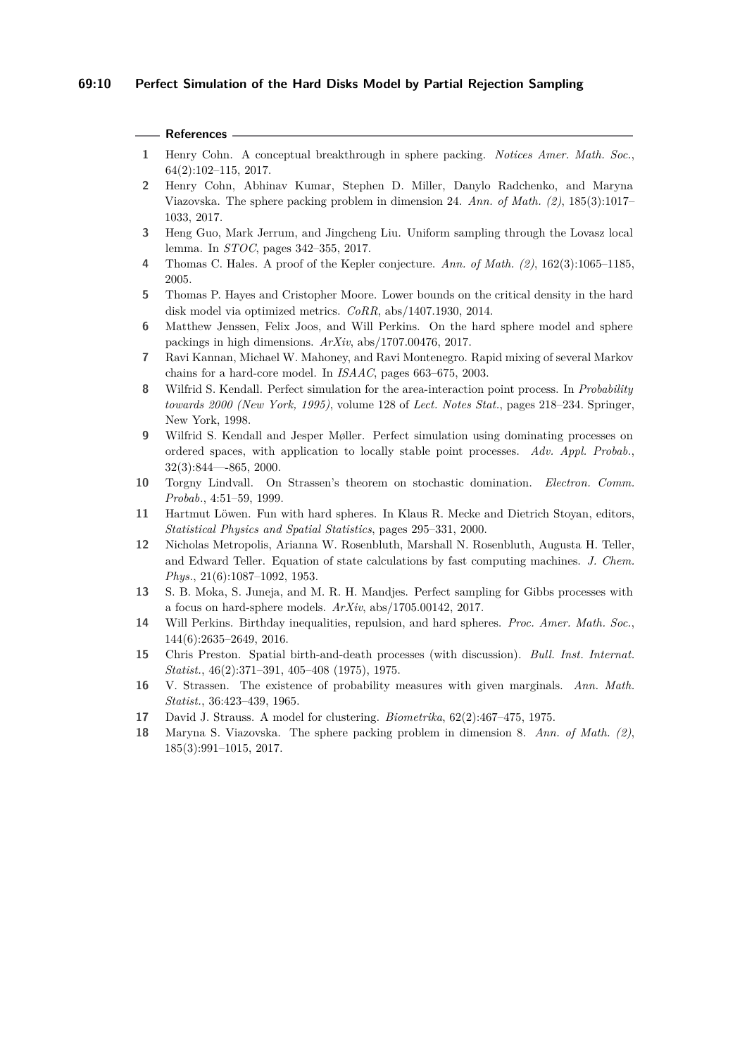## References

1. Henry Cohn. A conceptual breakthrough in sphere packing. *Notices Amer. Math. Soc.*, 64(2):102–115, 2017.
2. Henry Cohn, Abhinav Kumar, Stephen D. Miller, Danylo Radchenko, and Maryna Viazovska. The sphere packing problem in dimension 24. *Ann. of Math. (2)*, 185(3):1017–1033, 2017.
3. Heng Guo, Mark Jerrum, and Jingcheng Liu. Uniform sampling through the Lovasz local lemma. In *STOC*, pages 342–355, 2017.
4. Thomas C. Hales. A proof of the Kepler conjecture. *Ann. of Math. (2)*, 162(3):1065–1185, 2005.
5. Thomas P. Hayes and Cristopher Moore. Lower bounds on the critical density in the hard disk model via optimized metrics. *CoRR*, abs/1407.1930, 2014.
6. Matthew Jenssen, Felix Joos, and Will Perkins. On the hard sphere model and sphere packings in high dimensions. *ArXiv*, abs/1707.00476, 2017.
7. Ravi Kannan, Michael W. Mahoney, and Ravi Montenegro. Rapid mixing of several Markov chains for a hard-core model. In *ISAAC*, pages 663–675, 2003.
8. Wilfrid S. Kendall. Perfect simulation for the area-interaction point process. In *Probability towards 2000 (New York, 1995)*, volume 128 of *Lect. Notes Stat.*, pages 218–234. Springer, New York, 1998.
9. Wilfrid S. Kendall and Jesper Møller. Perfect simulation using dominating processes on ordered spaces, with application to locally stable point processes. *Adv. Appl. Probab.*, 32(3):844—-865, 2000.
10. Torgny Lindvall. On Strassen's theorem on stochastic domination. *Electron. Comm. Probab.*, 4:51–59, 1999.
11. Hartmut Löwen. Fun with hard spheres. In Klaus R. Mecke and Dietrich Stoyan, editors, *Statistical Physics and Spatial Statistics*, pages 295–331, 2000.
12. Nicholas Metropolis, Arianna W. Rosenbluth, Marshall N. Rosenbluth, Augusta H. Teller, and Edward Teller. Equation of state calculations by fast computing machines. *J. Chem. Phys.*, 21(6):1087–1092, 1953.
13. S. B. Moka, S. Juneja, and M. R. H. Mandjes. Perfect sampling for Gibbs processes with a focus on hard-sphere models. *ArXiv*, abs/1705.00142, 2017.
14. Will Perkins. Birthday inequalities, repulsion, and hard spheres. *Proc. Amer. Math. Soc.*, 144(6):2635–2649, 2016.
15. Chris Preston. Spatial birth-and-death processes (with discussion). *Bull. Inst. Internat. Statist.*, 46(2):371–391, 405–408 (1975), 1975.
16. V. Strassen. The existence of probability measures with given marginals. *Ann. Math. Statist.*, 36:423–439, 1965.
17. David J. Strauss. A model for clustering. *Biometrika*, 62(2):467–475, 1975.
18. Maryna S. Viazovska. The sphere packing problem in dimension 8. *Ann. of Math. (2)*, 185(3):991–1015, 2017.